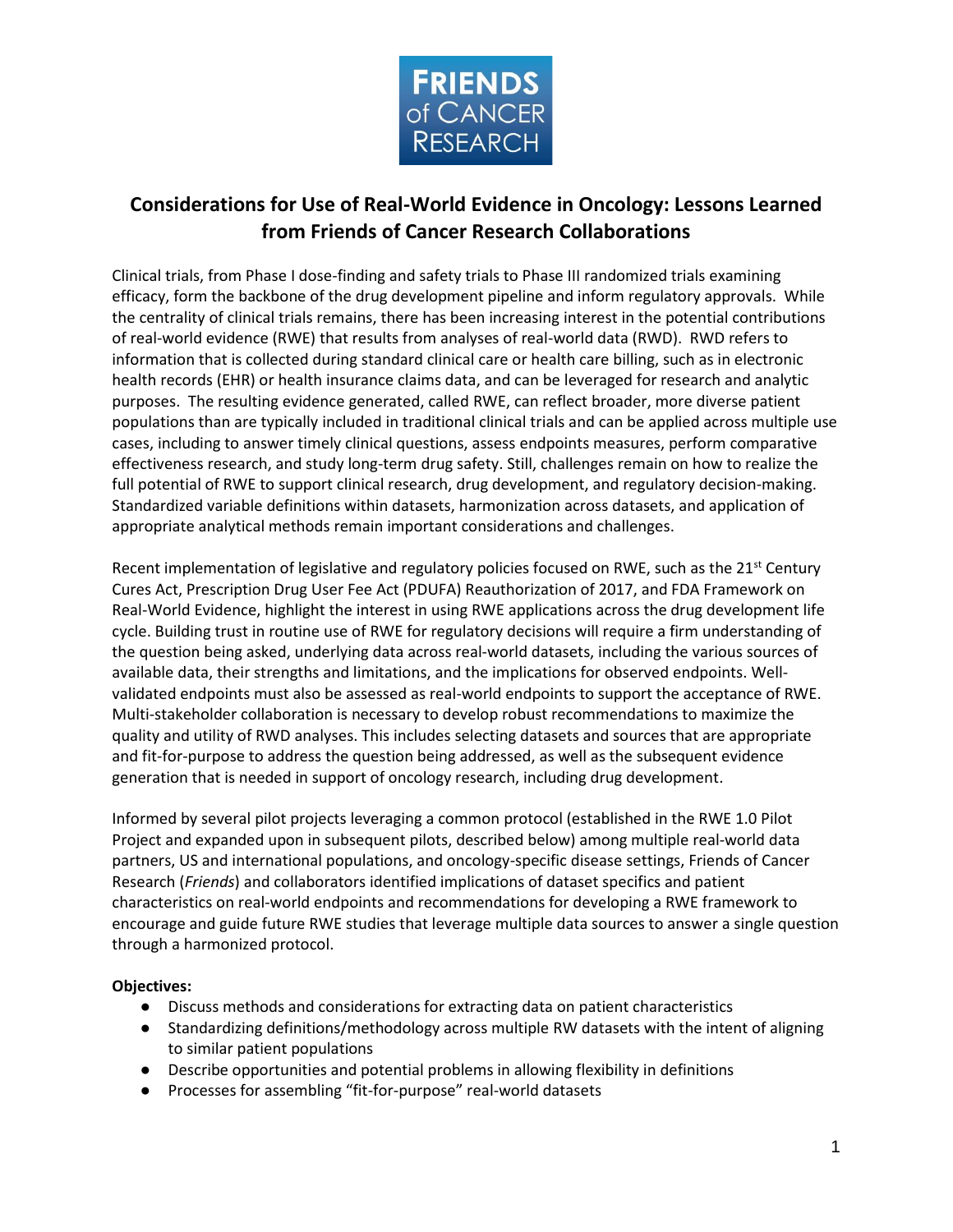# Considerations for Use of Real-World Evidence in Oncology: Lessons Learned from Friends of Cancer Research Collaborations

Clinical trials, from Phase I dose-finding and safety trials to Phase III randomized trials examining efficacy, form the backbone of the drug development pipeline and inform regulatory approvals. While the centrality of clinical trials remains, there has been increasing interest in the potential contributions of real-world evidence (RWE) that results from analyses of real-world data (RWD). RWD refers to information that is collected during standard clinical care or health care billing, such as in electronic health records (EHR) or health insurance claims data, and can be leveraged for research and analytic purposes. The resulting evidence generated, called RWE, can reflect broader, more diverse patient populations than are typically included in traditional clinical trials and can be applied across multiple use cases, including to answer timely clinical questions, assess endpoints measures, perform comparative effectiveness research, and study long-term drug safety. Still, challenges remain on how to realize the full potential of RWE to support clinical research, drug development, and regulatory decision-making. Standardized variable definitions within datasets, harmonization across datasets, and application of appropriate analytical methods remain important considerations and challenges.

Recent implementation of legislative and regulatory policies focused on RWE, such as the 21st Century Cures Act, Prescription Drug User Fee Act (PDUFA) Reauthorization of 2017, and FDA Framework on Real-World Evidence, highlight the interest in using RWE applications across the drug development life cycle. Building trust in routine use of RWE for regulatory decisions will require a firm understanding of the question being asked, underlying data across real-world datasets, including the various sources of available data, their strengths and limitations, and the implications for observed endpoints. Well-validated endpoints must also be assessed as real-world endpoints to support the acceptance of RWE. Multi-stakeholder collaboration is necessary to develop robust recommendations to maximize the quality and utility of RWD analyses. This includes selecting datasets and sources that are appropriate and fit-for-purpose to address the question being addressed, as well as the subsequent evidence generation that is needed in support of oncology research, including drug development.

Informed by several pilot projects leveraging a common protocol (established in the RWE 1.0 Pilot Project and expanded upon in subsequent pilots, described below) among multiple real-world data partners, US and international populations, and oncology-specific disease settings, Friends of Cancer Research (*Friends*) and collaborators identified implications of dataset specifics and patient characteristics on real-world endpoints and recommendations for developing a RWE framework to encourage and guide future RWE studies that leverage multiple data sources to answer a single question through a harmonized protocol.

**Objectives:**

- Discuss methods and considerations for extracting data on patient characteristics
- Standardizing definitions/methodology across multiple RW datasets with the intent of aligning to similar patient populations
- Describe opportunities and potential problems in allowing flexibility in definitions
- Processes for assembling "fit-for-purpose" real-world datasets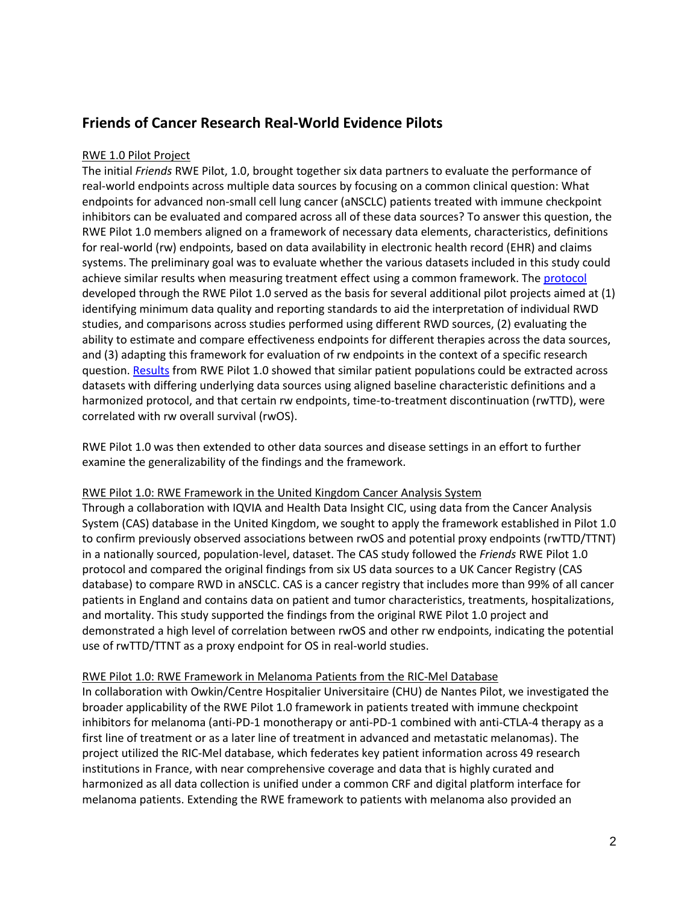## Friends of Cancer Research Real-World Evidence Pilots

RWE 1.0 Pilot Project

The initial *Friends* RWE Pilot, 1.0, brought together six data partners to evaluate the performance of real-world endpoints across multiple data sources by focusing on a common clinical question: What endpoints for advanced non-small cell lung cancer (aNSCLC) patients treated with immune checkpoint inhibitors can be evaluated and compared across all of these data sources? To answer this question, the RWE Pilot 1.0 members aligned on a framework of necessary data elements, characteristics, definitions for real-world (rw) endpoints, based on data availability in electronic health record (EHR) and claims systems. The preliminary goal was to evaluate whether the various datasets included in this study could achieve similar results when measuring treatment effect using a common framework. The protocol developed through the RWE Pilot 1.0 served as the basis for several additional pilot projects aimed at (1) identifying minimum data quality and reporting standards to aid the interpretation of individual RWD studies, and comparisons across studies performed using different RWD sources, (2) evaluating the ability to estimate and compare effectiveness endpoints for different therapies across the data sources, and (3) adapting this framework for evaluation of rw endpoints in the context of a specific research question. Results from RWE Pilot 1.0 showed that similar patient populations could be extracted across datasets with differing underlying data sources using aligned baseline characteristic definitions and a harmonized protocol, and that certain rw endpoints, time-to-treatment discontinuation (rwTTD), were correlated with rw overall survival (rwOS).

RWE Pilot 1.0 was then extended to other data sources and disease settings in an effort to further examine the generalizability of the findings and the framework.

RWE Pilot 1.0: RWE Framework in the United Kingdom Cancer Analysis System

Through a collaboration with IQVIA and Health Data Insight CIC, using data from the Cancer Analysis System (CAS) database in the United Kingdom, we sought to apply the framework established in Pilot 1.0 to confirm previously observed associations between rwOS and potential proxy endpoints (rwTTD/TTNT) in a nationally sourced, population-level, dataset. The CAS study followed the *Friends* RWE Pilot 1.0 protocol and compared the original findings from six US data sources to a UK Cancer Registry (CAS database) to compare RWD in aNSCLC. CAS is a cancer registry that includes more than 99% of all cancer patients in England and contains data on patient and tumor characteristics, treatments, hospitalizations, and mortality. This study supported the findings from the original RWE Pilot 1.0 project and demonstrated a high level of correlation between rwOS and other rw endpoints, indicating the potential use of rwTTD/TTNT as a proxy endpoint for OS in real-world studies.

RWE Pilot 1.0: RWE Framework in Melanoma Patients from the RIC-Mel Database

In collaboration with Owkin/Centre Hospitalier Universitaire (CHU) de Nantes Pilot, we investigated the broader applicability of the RWE Pilot 1.0 framework in patients treated with immune checkpoint inhibitors for melanoma (anti-PD-1 monotherapy or anti-PD-1 combined with anti-CTLA-4 therapy as a first line of treatment or as a later line of treatment in advanced and metastatic melanomas). The project utilized the RIC-Mel database, which federates key patient information across 49 research institutions in France, with near comprehensive coverage and data that is highly curated and harmonized as all data collection is unified under a common CRF and digital platform interface for melanoma patients. Extending the RWE framework to patients with melanoma also provided an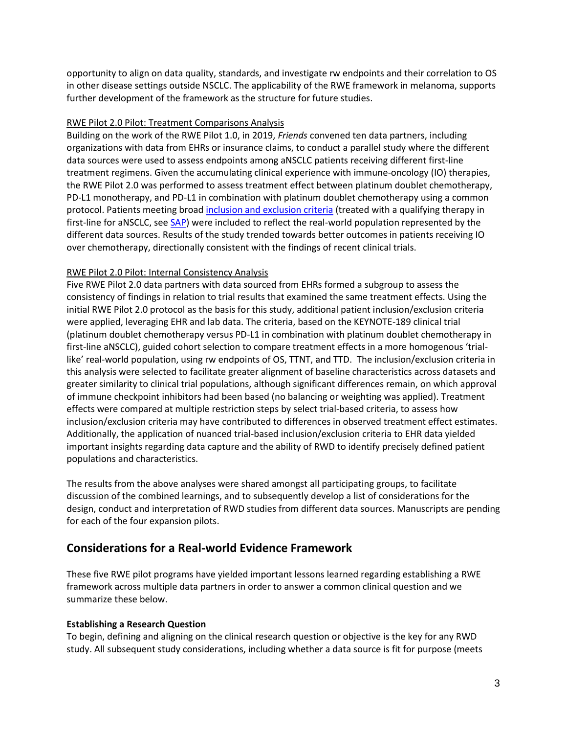opportunity to align on data quality, standards, and investigate rw endpoints and their correlation to OS in other disease settings outside NSCLC. The applicability of the RWE framework in melanoma, supports further development of the framework as the structure for future studies.

RWE Pilot 2.0 Pilot: Treatment Comparisons Analysis

Building on the work of the RWE Pilot 1.0, in 2019, *Friends* convened ten data partners, including organizations with data from EHRs or insurance claims, to conduct a parallel study where the different data sources were used to assess endpoints among aNSCLC patients receiving different first-line treatment regimens. Given the accumulating clinical experience with immune-oncology (IO) therapies, the RWE Pilot 2.0 was performed to assess treatment effect between platinum doublet chemotherapy, PD-L1 monotherapy, and PD-L1 in combination with platinum doublet chemotherapy using a common protocol. Patients meeting broad [inclusion and exclusion criteria] (treated with a qualifying therapy in first-line for aNSCLC, see [SAP]) were included to reflect the real-world population represented by the different data sources. Results of the study trended towards better outcomes in patients receiving IO over chemotherapy, directionally consistent with the findings of recent clinical trials.

RWE Pilot 2.0 Pilot: Internal Consistency Analysis

Five RWE Pilot 2.0 data partners with data sourced from EHRs formed a subgroup to assess the consistency of findings in relation to trial results that examined the same treatment effects. Using the initial RWE Pilot 2.0 protocol as the basis for this study, additional patient inclusion/exclusion criteria were applied, leveraging EHR and lab data. The criteria, based on the KEYNOTE-189 clinical trial (platinum doublet chemotherapy versus PD-L1 in combination with platinum doublet chemotherapy in first-line aNSCLC), guided cohort selection to compare treatment effects in a more homogenous 'trial-like' real-world population, using rw endpoints of OS, TTNT, and TTD. The inclusion/exclusion criteria in this analysis were selected to facilitate greater alignment of baseline characteristics across datasets and greater similarity to clinical trial populations, although significant differences remain, on which approval of immune checkpoint inhibitors had been based (no balancing or weighting was applied). Treatment effects were compared at multiple restriction steps by select trial-based criteria, to assess how inclusion/exclusion criteria may have contributed to differences in observed treatment effect estimates. Additionally, the application of nuanced trial-based inclusion/exclusion criteria to EHR data yielded important insights regarding data capture and the ability of RWD to identify precisely defined patient populations and characteristics.

The results from the above analyses were shared amongst all participating groups, to facilitate discussion of the combined learnings, and to subsequently develop a list of considerations for the design, conduct and interpretation of RWD studies from different data sources. Manuscripts are pending for each of the four expansion pilots.

## Considerations for a Real-world Evidence Framework

These five RWE pilot programs have yielded important lessons learned regarding establishing a RWE framework across multiple data partners in order to answer a common clinical question and we summarize these below.

**Establishing a Research Question**

To begin, defining and aligning on the clinical research question or objective is the key for any RWD study. All subsequent study considerations, including whether a data source is fit for purpose (meets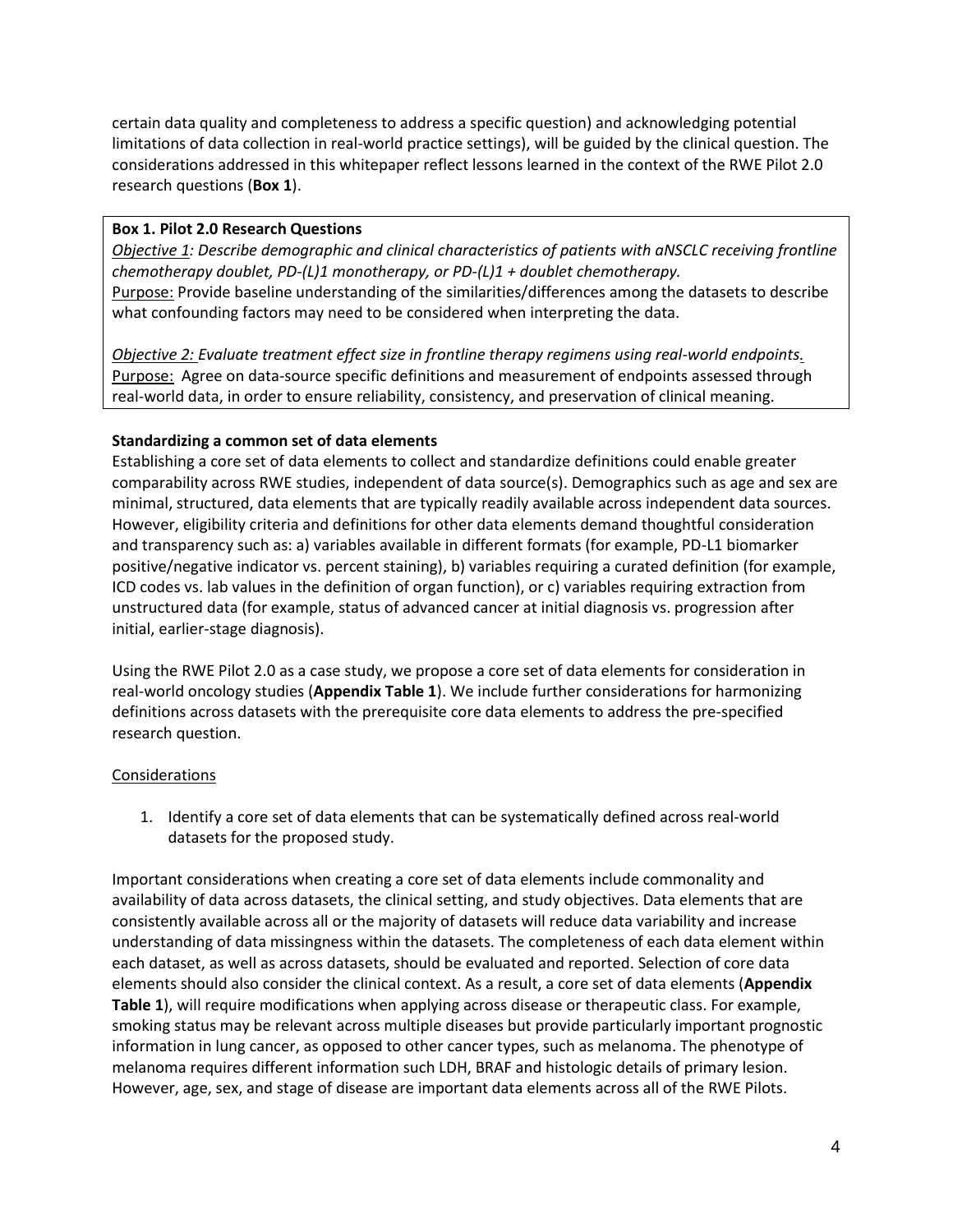certain data quality and completeness to address a specific question) and acknowledging potential limitations of data collection in real-world practice settings), will be guided by the clinical question. The considerations addressed in this whitepaper reflect lessons learned in the context of the RWE Pilot 2.0 research questions (**Box 1**).

> **Box 1. Pilot 2.0 Research Questions**
>
> *<u>Objective 1</u>: Describe demographic and clinical characteristics of patients with aNSCLC receiving frontline chemotherapy doublet, PD-(L)1 monotherapy, or PD-(L)1 + doublet chemotherapy.*
> <u>Purpose:</u> Provide baseline understanding of the similarities/differences among the datasets to describe what confounding factors may need to be considered when interpreting the data.
>
> *<u>Objective 2:</u> Evaluate treatment effect size in frontline therapy regimens using real-world endpoints.*
> <u>Purpose:</u> Agree on data-source specific definitions and measurement of endpoints assessed through real-world data, in order to ensure reliability, consistency, and preservation of clinical meaning.

**Standardizing a common set of data elements**

Establishing a core set of data elements to collect and standardize definitions could enable greater comparability across RWE studies, independent of data source(s). Demographics such as age and sex are minimal, structured, data elements that are typically readily available across independent data sources. However, eligibility criteria and definitions for other data elements demand thoughtful consideration and transparency such as: a) variables available in different formats (for example, PD-L1 biomarker positive/negative indicator vs. percent staining), b) variables requiring a curated definition (for example, ICD codes vs. lab values in the definition of organ function), or c) variables requiring extraction from unstructured data (for example, status of advanced cancer at initial diagnosis vs. progression after initial, earlier-stage diagnosis).

Using the RWE Pilot 2.0 as a case study, we propose a core set of data elements for consideration in real-world oncology studies (**Appendix Table 1**). We include further considerations for harmonizing definitions across datasets with the prerequisite core data elements to address the pre-specified research question.

<u>Considerations</u>

1. Identify a core set of data elements that can be systematically defined across real-world datasets for the proposed study.

Important considerations when creating a core set of data elements include commonality and availability of data across datasets, the clinical setting, and study objectives. Data elements that are consistently available across all or the majority of datasets will reduce data variability and increase understanding of data missingness within the datasets. The completeness of each data element within each dataset, as well as across datasets, should be evaluated and reported. Selection of core data elements should also consider the clinical context. As a result, a core set of data elements (**Appendix Table 1**), will require modifications when applying across disease or therapeutic class. For example, smoking status may be relevant across multiple diseases but provide particularly important prognostic information in lung cancer, as opposed to other cancer types, such as melanoma. The phenotype of melanoma requires different information such LDH, BRAF and histologic details of primary lesion. However, age, sex, and stage of disease are important data elements across all of the RWE Pilots.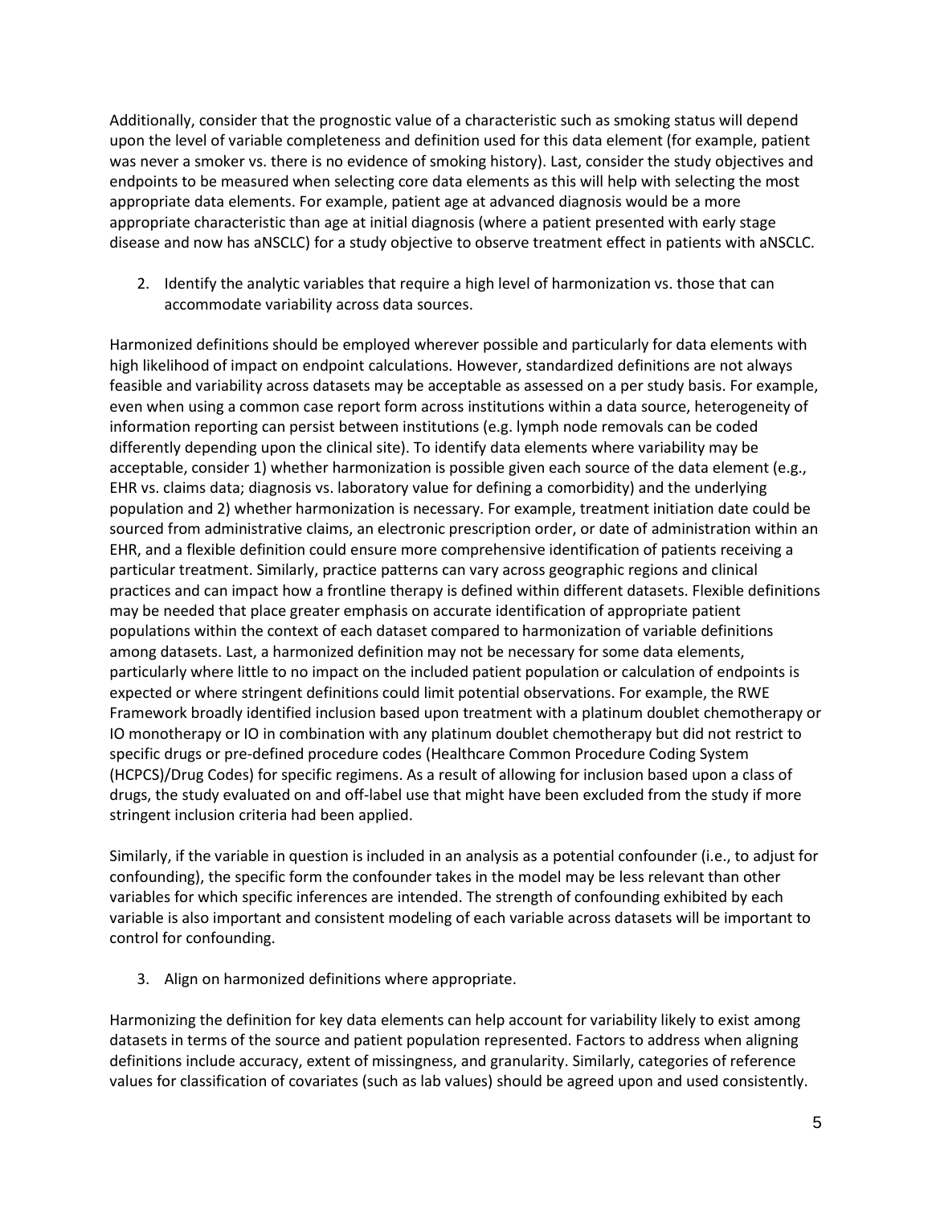Additionally, consider that the prognostic value of a characteristic such as smoking status will depend upon the level of variable completeness and definition used for this data element (for example, patient was never a smoker vs. there is no evidence of smoking history). Last, consider the study objectives and endpoints to be measured when selecting core data elements as this will help with selecting the most appropriate data elements. For example, patient age at advanced diagnosis would be a more appropriate characteristic than age at initial diagnosis (where a patient presented with early stage disease and now has aNSCLC) for a study objective to observe treatment effect in patients with aNSCLC.

2. Identify the analytic variables that require a high level of harmonization vs. those that can accommodate variability across data sources.

Harmonized definitions should be employed wherever possible and particularly for data elements with high likelihood of impact on endpoint calculations. However, standardized definitions are not always feasible and variability across datasets may be acceptable as assessed on a per study basis. For example, even when using a common case report form across institutions within a data source, heterogeneity of information reporting can persist between institutions (e.g. lymph node removals can be coded differently depending upon the clinical site). To identify data elements where variability may be acceptable, consider 1) whether harmonization is possible given each source of the data element (e.g., EHR vs. claims data; diagnosis vs. laboratory value for defining a comorbidity) and the underlying population and 2) whether harmonization is necessary. For example, treatment initiation date could be sourced from administrative claims, an electronic prescription order, or date of administration within an EHR, and a flexible definition could ensure more comprehensive identification of patients receiving a particular treatment. Similarly, practice patterns can vary across geographic regions and clinical practices and can impact how a frontline therapy is defined within different datasets. Flexible definitions may be needed that place greater emphasis on accurate identification of appropriate patient populations within the context of each dataset compared to harmonization of variable definitions among datasets. Last, a harmonized definition may not be necessary for some data elements, particularly where little to no impact on the included patient population or calculation of endpoints is expected or where stringent definitions could limit potential observations. For example, the RWE Framework broadly identified inclusion based upon treatment with a platinum doublet chemotherapy or IO monotherapy or IO in combination with any platinum doublet chemotherapy but did not restrict to specific drugs or pre-defined procedure codes (Healthcare Common Procedure Coding System (HCPCS)/Drug Codes) for specific regimens. As a result of allowing for inclusion based upon a class of drugs, the study evaluated on and off-label use that might have been excluded from the study if more stringent inclusion criteria had been applied.

Similarly, if the variable in question is included in an analysis as a potential confounder (i.e., to adjust for confounding), the specific form the confounder takes in the model may be less relevant than other variables for which specific inferences are intended. The strength of confounding exhibited by each variable is also important and consistent modeling of each variable across datasets will be important to control for confounding.

3. Align on harmonized definitions where appropriate.

Harmonizing the definition for key data elements can help account for variability likely to exist among datasets in terms of the source and patient population represented. Factors to address when aligning definitions include accuracy, extent of missingness, and granularity. Similarly, categories of reference values for classification of covariates (such as lab values) should be agreed upon and used consistently.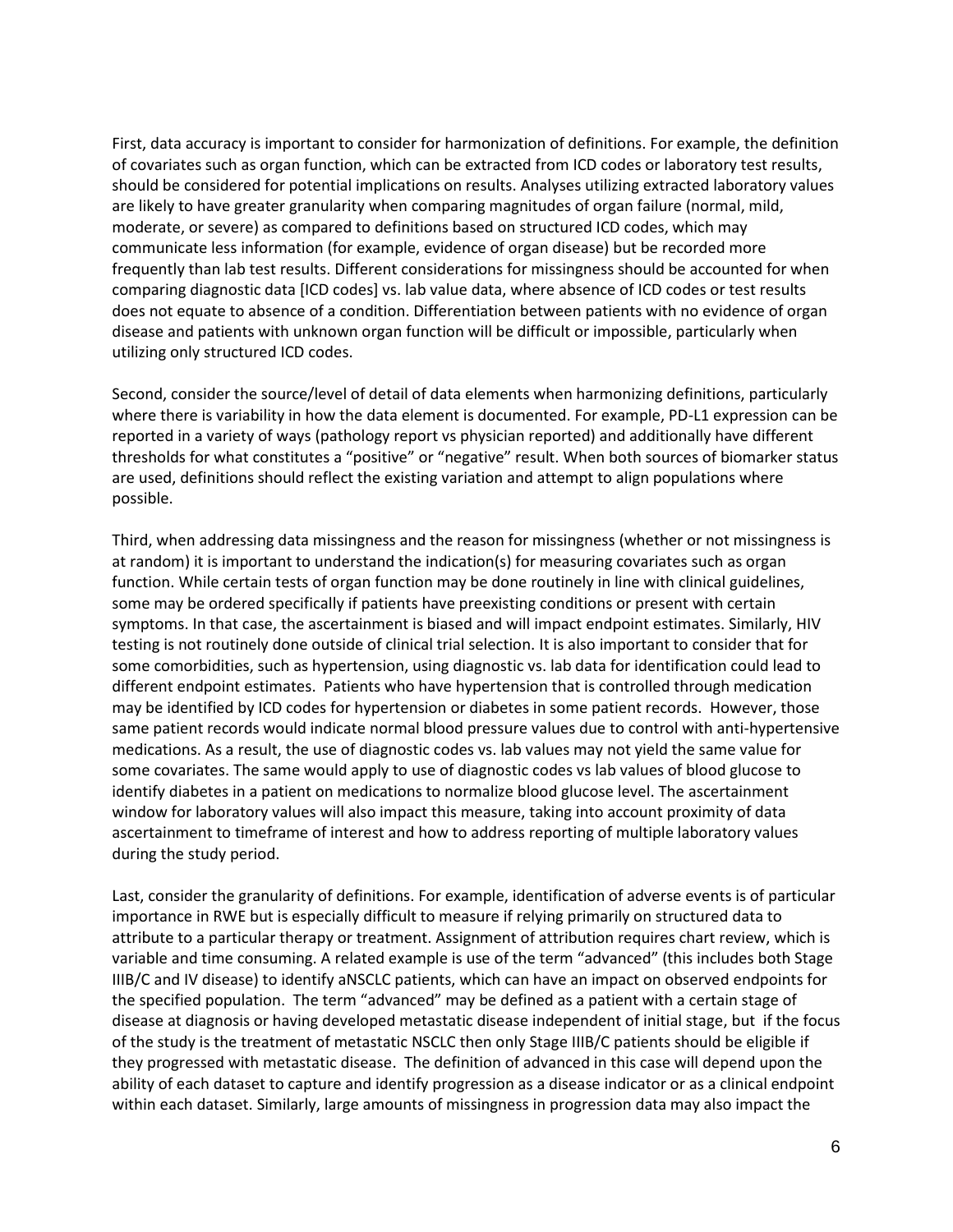First, data accuracy is important to consider for harmonization of definitions. For example, the definition of covariates such as organ function, which can be extracted from ICD codes or laboratory test results, should be considered for potential implications on results. Analyses utilizing extracted laboratory values are likely to have greater granularity when comparing magnitudes of organ failure (normal, mild, moderate, or severe) as compared to definitions based on structured ICD codes, which may communicate less information (for example, evidence of organ disease) but be recorded more frequently than lab test results. Different considerations for missingness should be accounted for when comparing diagnostic data [ICD codes] vs. lab value data, where absence of ICD codes or test results does not equate to absence of a condition. Differentiation between patients with no evidence of organ disease and patients with unknown organ function will be difficult or impossible, particularly when utilizing only structured ICD codes.

Second, consider the source/level of detail of data elements when harmonizing definitions, particularly where there is variability in how the data element is documented. For example, PD-L1 expression can be reported in a variety of ways (pathology report vs physician reported) and additionally have different thresholds for what constitutes a "positive" or "negative" result. When both sources of biomarker status are used, definitions should reflect the existing variation and attempt to align populations where possible.

Third, when addressing data missingness and the reason for missingness (whether or not missingness is at random) it is important to understand the indication(s) for measuring covariates such as organ function. While certain tests of organ function may be done routinely in line with clinical guidelines, some may be ordered specifically if patients have preexisting conditions or present with certain symptoms. In that case, the ascertainment is biased and will impact endpoint estimates. Similarly, HIV testing is not routinely done outside of clinical trial selection. It is also important to consider that for some comorbidities, such as hypertension, using diagnostic vs. lab data for identification could lead to different endpoint estimates. Patients who have hypertension that is controlled through medication may be identified by ICD codes for hypertension or diabetes in some patient records. However, those same patient records would indicate normal blood pressure values due to control with anti-hypertensive medications. As a result, the use of diagnostic codes vs. lab values may not yield the same value for some covariates. The same would apply to use of diagnostic codes vs lab values of blood glucose to identify diabetes in a patient on medications to normalize blood glucose level. The ascertainment window for laboratory values will also impact this measure, taking into account proximity of data ascertainment to timeframe of interest and how to address reporting of multiple laboratory values during the study period.

Last, consider the granularity of definitions. For example, identification of adverse events is of particular importance in RWE but is especially difficult to measure if relying primarily on structured data to attribute to a particular therapy or treatment. Assignment of attribution requires chart review, which is variable and time consuming. A related example is use of the term "advanced" (this includes both Stage IIIB/C and IV disease) to identify aNSCLC patients, which can have an impact on observed endpoints for the specified population. The term "advanced" may be defined as a patient with a certain stage of disease at diagnosis or having developed metastatic disease independent of initial stage, but if the focus of the study is the treatment of metastatic NSCLC then only Stage IIIB/C patients should be eligible if they progressed with metastatic disease. The definition of advanced in this case will depend upon the ability of each dataset to capture and identify progression as a disease indicator or as a clinical endpoint within each dataset. Similarly, large amounts of missingness in progression data may also impact the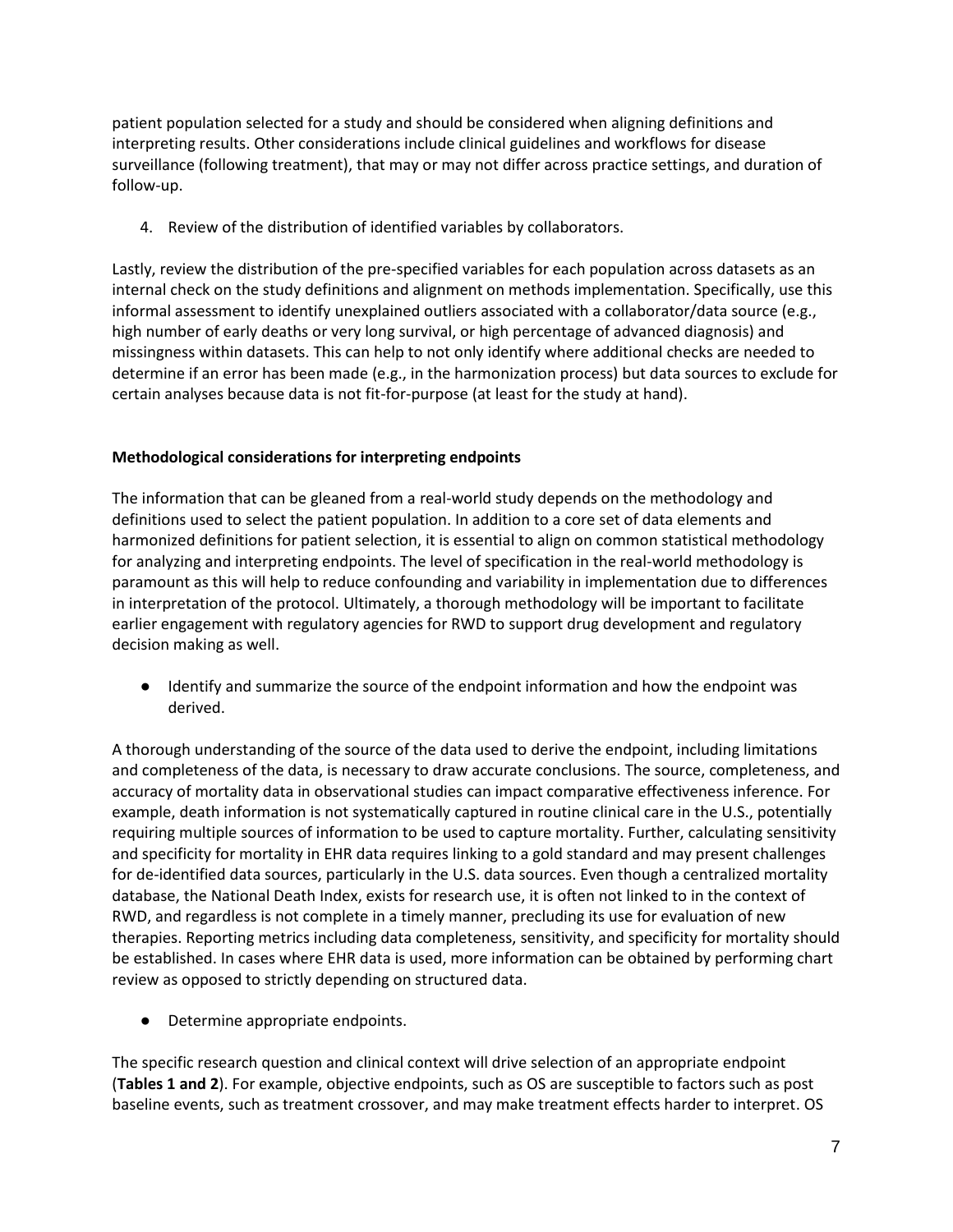patient population selected for a study and should be considered when aligning definitions and interpreting results. Other considerations include clinical guidelines and workflows for disease surveillance (following treatment), that may or may not differ across practice settings, and duration of follow-up.

4. Review of the distribution of identified variables by collaborators.

Lastly, review the distribution of the pre-specified variables for each population across datasets as an internal check on the study definitions and alignment on methods implementation. Specifically, use this informal assessment to identify unexplained outliers associated with a collaborator/data source (e.g., high number of early deaths or very long survival, or high percentage of advanced diagnosis) and missingness within datasets. This can help to not only identify where additional checks are needed to determine if an error has been made (e.g., in the harmonization process) but data sources to exclude for certain analyses because data is not fit-for-purpose (at least for the study at hand).

**Methodological considerations for interpreting endpoints**

The information that can be gleaned from a real-world study depends on the methodology and definitions used to select the patient population. In addition to a core set of data elements and harmonized definitions for patient selection, it is essential to align on common statistical methodology for analyzing and interpreting endpoints. The level of specification in the real-world methodology is paramount as this will help to reduce confounding and variability in implementation due to differences in interpretation of the protocol. Ultimately, a thorough methodology will be important to facilitate earlier engagement with regulatory agencies for RWD to support drug development and regulatory decision making as well.

- Identify and summarize the source of the endpoint information and how the endpoint was derived.

A thorough understanding of the source of the data used to derive the endpoint, including limitations and completeness of the data, is necessary to draw accurate conclusions. The source, completeness, and accuracy of mortality data in observational studies can impact comparative effectiveness inference. For example, death information is not systematically captured in routine clinical care in the U.S., potentially requiring multiple sources of information to be used to capture mortality. Further, calculating sensitivity and specificity for mortality in EHR data requires linking to a gold standard and may present challenges for de-identified data sources, particularly in the U.S. data sources. Even though a centralized mortality database, the National Death Index, exists for research use, it is often not linked to in the context of RWD, and regardless is not complete in a timely manner, precluding its use for evaluation of new therapies. Reporting metrics including data completeness, sensitivity, and specificity for mortality should be established. In cases where EHR data is used, more information can be obtained by performing chart review as opposed to strictly depending on structured data.

- Determine appropriate endpoints.

The specific research question and clinical context will drive selection of an appropriate endpoint (**Tables 1 and 2**). For example, objective endpoints, such as OS are susceptible to factors such as post baseline events, such as treatment crossover, and may make treatment effects harder to interpret. OS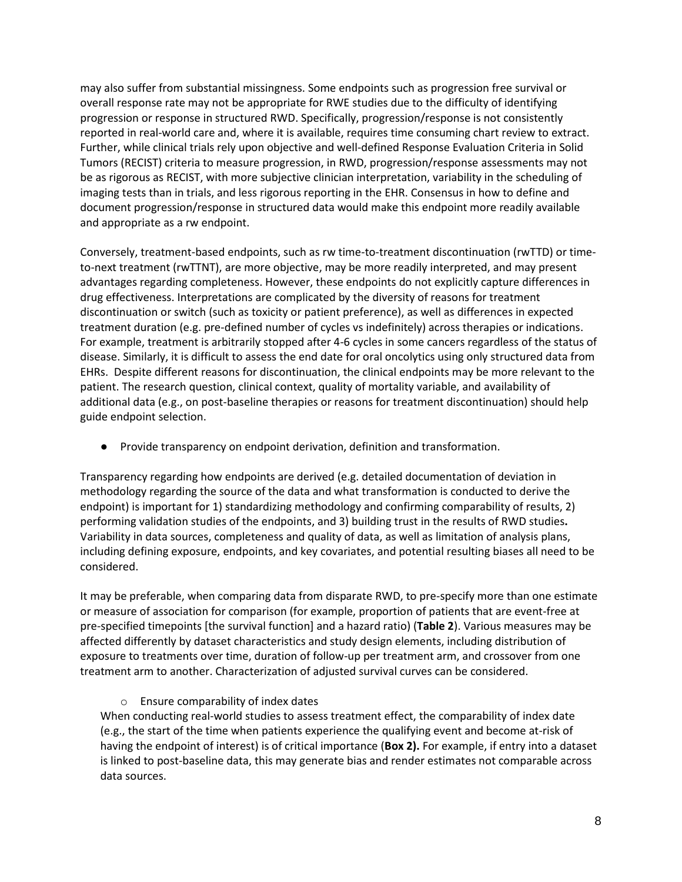may also suffer from substantial missingness. Some endpoints such as progression free survival or overall response rate may not be appropriate for RWE studies due to the difficulty of identifying progression or response in structured RWD. Specifically, progression/response is not consistently reported in real-world care and, where it is available, requires time consuming chart review to extract. Further, while clinical trials rely upon objective and well-defined Response Evaluation Criteria in Solid Tumors (RECIST) criteria to measure progression, in RWD, progression/response assessments may not be as rigorous as RECIST, with more subjective clinician interpretation, variability in the scheduling of imaging tests than in trials, and less rigorous reporting in the EHR. Consensus in how to define and document progression/response in structured data would make this endpoint more readily available and appropriate as a rw endpoint.

Conversely, treatment-based endpoints, such as rw time-to-treatment discontinuation (rwTTD) or time-to-next treatment (rwTTNT), are more objective, may be more readily interpreted, and may present advantages regarding completeness. However, these endpoints do not explicitly capture differences in drug effectiveness. Interpretations are complicated by the diversity of reasons for treatment discontinuation or switch (such as toxicity or patient preference), as well as differences in expected treatment duration (e.g. pre-defined number of cycles vs indefinitely) across therapies or indications. For example, treatment is arbitrarily stopped after 4-6 cycles in some cancers regardless of the status of disease. Similarly, it is difficult to assess the end date for oral oncolytics using only structured data from EHRs. Despite different reasons for discontinuation, the clinical endpoints may be more relevant to the patient. The research question, clinical context, quality of mortality variable, and availability of additional data (e.g., on post-baseline therapies or reasons for treatment discontinuation) should help guide endpoint selection.

- Provide transparency on endpoint derivation, definition and transformation.

Transparency regarding how endpoints are derived (e.g. detailed documentation of deviation in methodology regarding the source of the data and what transformation is conducted to derive the endpoint) is important for 1) standardizing methodology and confirming comparability of results, 2) performing validation studies of the endpoints, and 3) building trust in the results of RWD studies**.** Variability in data sources, completeness and quality of data, as well as limitation of analysis plans, including defining exposure, endpoints, and key covariates, and potential resulting biases all need to be considered.

It may be preferable, when comparing data from disparate RWD, to pre-specify more than one estimate or measure of association for comparison (for example, proportion of patients that are event-free at pre-specified timepoints [the survival function] and a hazard ratio) (**Table 2**). Various measures may be affected differently by dataset characteristics and study design elements, including distribution of exposure to treatments over time, duration of follow-up per treatment arm, and crossover from one treatment arm to another. Characterization of adjusted survival curves can be considered.

- Ensure comparability of index dates

When conducting real-world studies to assess treatment effect, the comparability of index date (e.g., the start of the time when patients experience the qualifying event and become at-risk of having the endpoint of interest) is of critical importance (**Box 2).** For example, if entry into a dataset is linked to post-baseline data, this may generate bias and render estimates not comparable across data sources.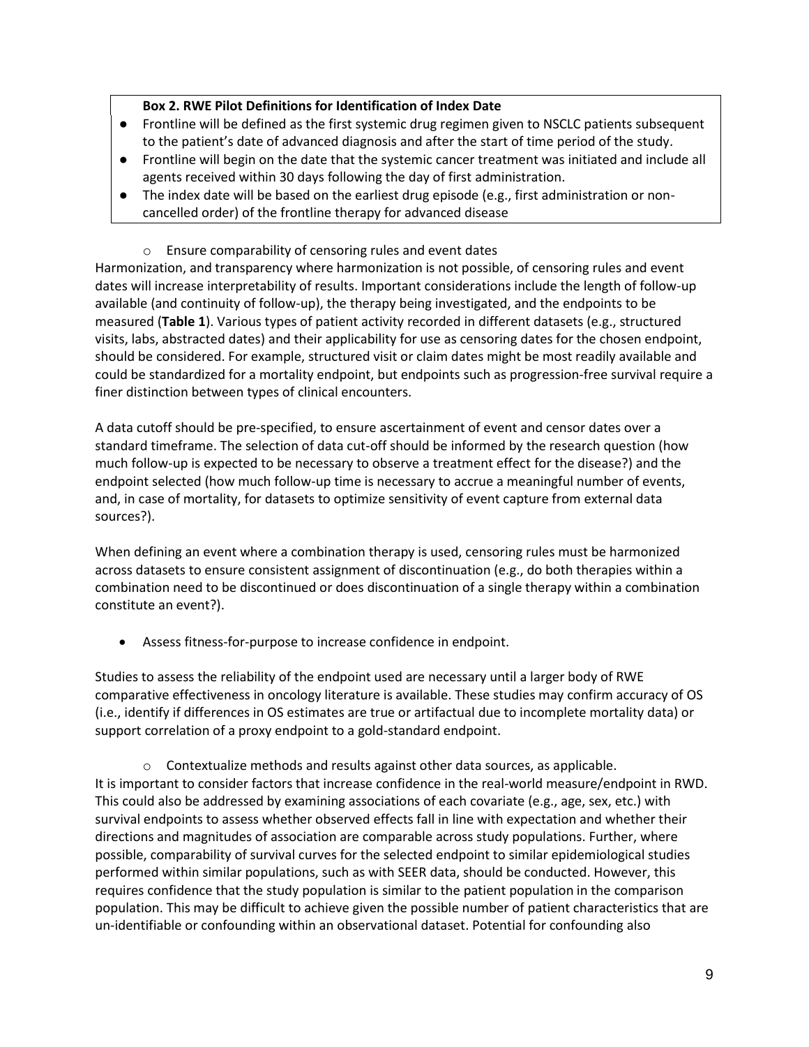**Box 2. RWE Pilot Definitions for Identification of Index Date**

- Frontline will be defined as the first systemic drug regimen given to NSCLC patients subsequent to the patient's date of advanced diagnosis and after the start of time period of the study.
- Frontline will begin on the date that the systemic cancer treatment was initiated and include all agents received within 30 days following the day of first administration.
- The index date will be based on the earliest drug episode (e.g., first administration or non-cancelled order) of the frontline therapy for advanced disease

  - Ensure comparability of censoring rules and event dates

Harmonization, and transparency where harmonization is not possible, of censoring rules and event dates will increase interpretability of results. Important considerations include the length of follow-up available (and continuity of follow-up), the therapy being investigated, and the endpoints to be measured (**Table 1**). Various types of patient activity recorded in different datasets (e.g., structured visits, labs, abstracted dates) and their applicability for use as censoring dates for the chosen endpoint, should be considered. For example, structured visit or claim dates might be most readily available and could be standardized for a mortality endpoint, but endpoints such as progression-free survival require a finer distinction between types of clinical encounters.

A data cutoff should be pre-specified, to ensure ascertainment of event and censor dates over a standard timeframe. The selection of data cut-off should be informed by the research question (how much follow-up is expected to be necessary to observe a treatment effect for the disease?) and the endpoint selected (how much follow-up time is necessary to accrue a meaningful number of events, and, in case of mortality, for datasets to optimize sensitivity of event capture from external data sources?).

When defining an event where a combination therapy is used, censoring rules must be harmonized across datasets to ensure consistent assignment of discontinuation (e.g., do both therapies within a combination need to be discontinued or does discontinuation of a single therapy within a combination constitute an event?).

- Assess fitness-for-purpose to increase confidence in endpoint.

Studies to assess the reliability of the endpoint used are necessary until a larger body of RWE comparative effectiveness in oncology literature is available. These studies may confirm accuracy of OS (i.e., identify if differences in OS estimates are true or artifactual due to incomplete mortality data) or support correlation of a proxy endpoint to a gold-standard endpoint.

  - Contextualize methods and results against other data sources, as applicable.

It is important to consider factors that increase confidence in the real-world measure/endpoint in RWD. This could also be addressed by examining associations of each covariate (e.g., age, sex, etc.) with survival endpoints to assess whether observed effects fall in line with expectation and whether their directions and magnitudes of association are comparable across study populations. Further, where possible, comparability of survival curves for the selected endpoint to similar epidemiological studies performed within similar populations, such as with SEER data, should be conducted. However, this requires confidence that the study population is similar to the patient population in the comparison population. This may be difficult to achieve given the possible number of patient characteristics that are un-identifiable or confounding within an observational dataset. Potential for confounding also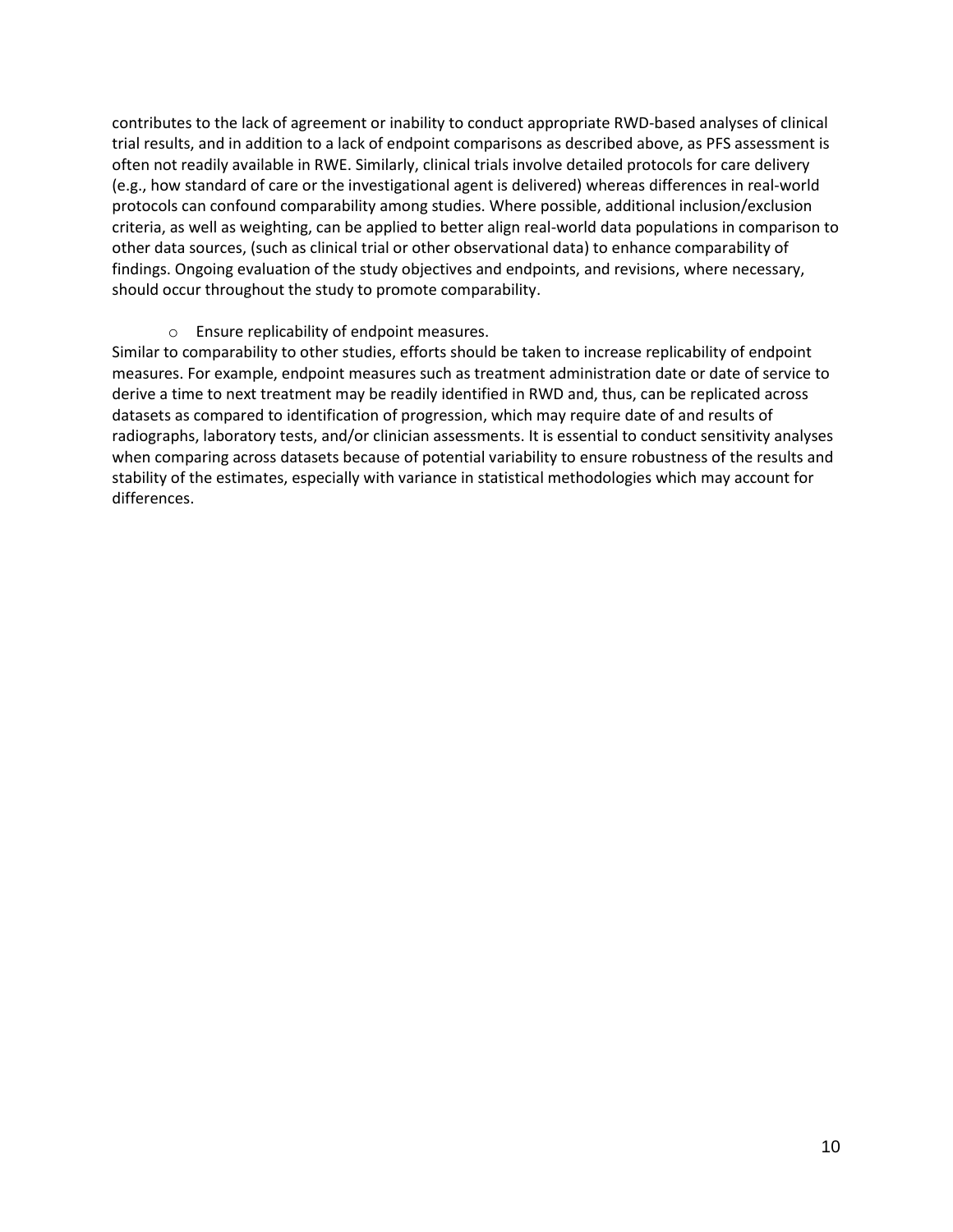contributes to the lack of agreement or inability to conduct appropriate RWD-based analyses of clinical trial results, and in addition to a lack of endpoint comparisons as described above, as PFS assessment is often not readily available in RWE. Similarly, clinical trials involve detailed protocols for care delivery (e.g., how standard of care or the investigational agent is delivered) whereas differences in real-world protocols can confound comparability among studies. Where possible, additional inclusion/exclusion criteria, as well as weighting, can be applied to better align real-world data populations in comparison to other data sources, (such as clinical trial or other observational data) to enhance comparability of findings. Ongoing evaluation of the study objectives and endpoints, and revisions, where necessary, should occur throughout the study to promote comparability.

- Ensure replicability of endpoint measures.

Similar to comparability to other studies, efforts should be taken to increase replicability of endpoint measures. For example, endpoint measures such as treatment administration date or date of service to derive a time to next treatment may be readily identified in RWD and, thus, can be replicated across datasets as compared to identification of progression, which may require date of and results of radiographs, laboratory tests, and/or clinician assessments. It is essential to conduct sensitivity analyses when comparing across datasets because of potential variability to ensure robustness of the results and stability of the estimates, especially with variance in statistical methodologies which may account for differences.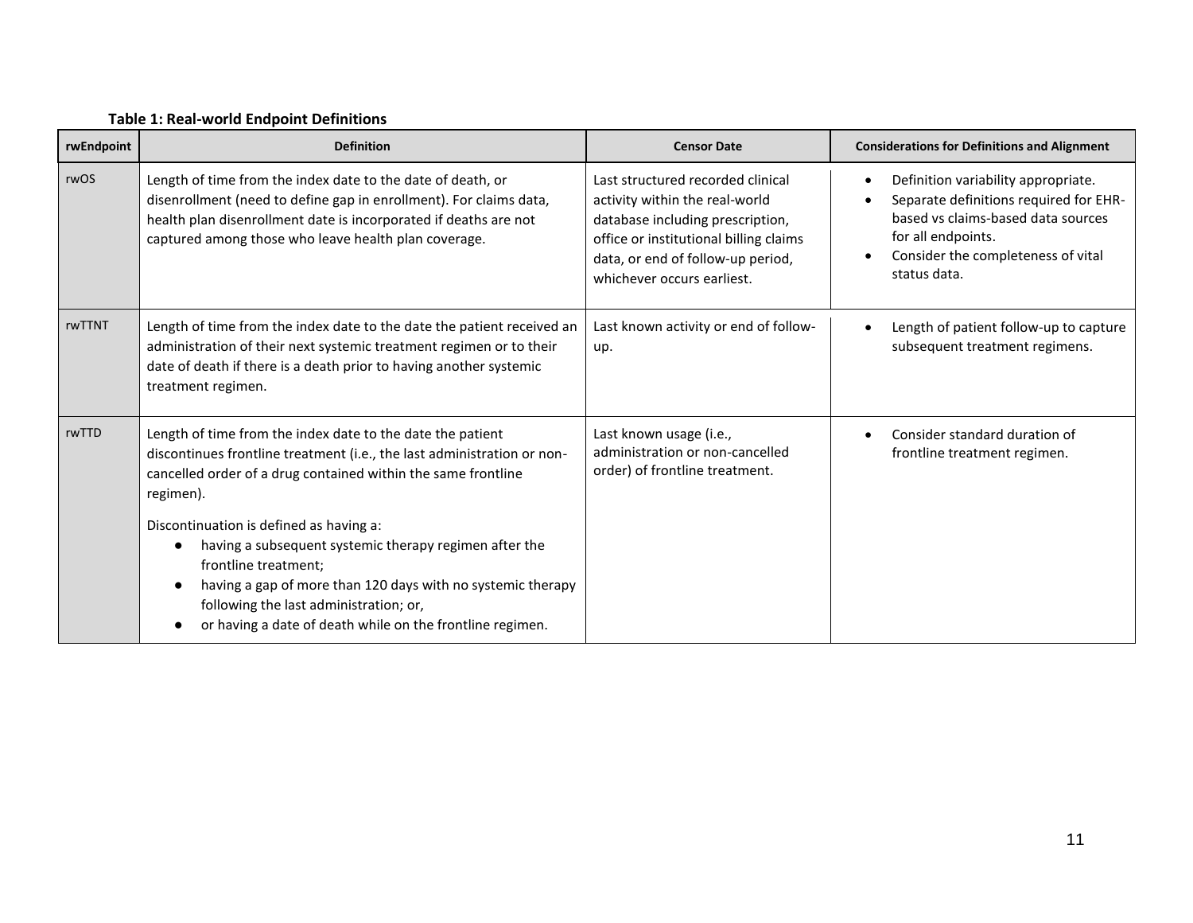**Table 1: Real-world Endpoint Definitions**

| rwEndpoint | Definition | Censor Date | Considerations for Definitions and Alignment |
|---|---|---|---|
| rwOS | Length of time from the index date to the date of death, or disenrollment (need to define gap in enrollment). For claims data, health plan disenrollment date is incorporated if deaths are not captured among those who leave health plan coverage. | Last structured recorded clinical activity within the real-world database including prescription, office or institutional billing claims data, or end of follow-up period, whichever occurs earliest. | • Definition variability appropriate.<br>• Separate definitions required for EHR-based vs claims-based data sources for all endpoints.<br>• Consider the completeness of vital status data. |
| rwTTNT | Length of time from the index date to the date the patient received an administration of their next systemic treatment regimen or to their date of death if there is a death prior to having another systemic treatment regimen. | Last known activity or end of follow-up. | • Length of patient follow-up to capture subsequent treatment regimens. |
| rwTTD | Length of time from the index date to the date the patient discontinues frontline treatment (i.e., the last administration or non-cancelled order of a drug contained within the same frontline regimen).<br><br>Discontinuation is defined as having a:<br>● having a subsequent systemic therapy regimen after the frontline treatment;<br>● having a gap of more than 120 days with no systemic therapy following the last administration; or,<br>● or having a date of death while on the frontline regimen. | Last known usage (i.e., administration or non-cancelled order) of frontline treatment. | • Consider standard duration of frontline treatment regimen. |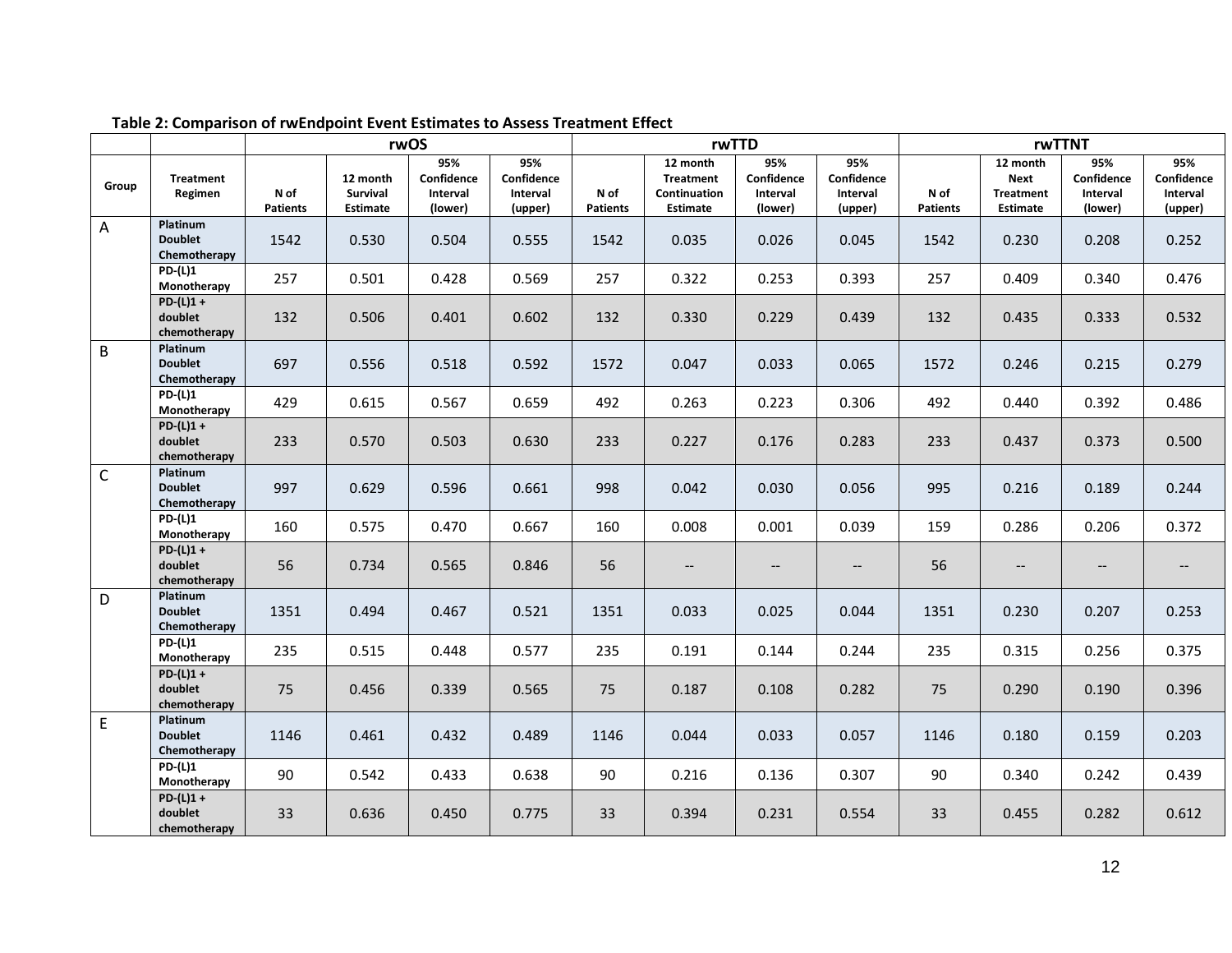**Table 2: Comparison of rwEndpoint Event Estimates to Assess Treatment Effect**

| | | rwOS | | | | rwTTD | | | | rwTTNT | | | |
|---|---|---|---|---|---|---|---|---|---|---|---|---|---|
| Group | Treatment Regimen | N of Patients | 12 month Survival Estimate | 95% Confidence Interval (lower) | 95% Confidence Interval (upper) | N of Patients | 12 month Treatment Continuation Estimate | 95% Confidence Interval (lower) | 95% Confidence Interval (upper) | N of Patients | 12 month Next Treatment Estimate | 95% Confidence Interval (lower) | 95% Confidence Interval (upper) |
| A | Platinum Doublet Chemotherapy | 1542 | 0.530 | 0.504 | 0.555 | 1542 | 0.035 | 0.026 | 0.045 | 1542 | 0.230 | 0.208 | 0.252 |
| | PD-(L)1 Monotherapy | 257 | 0.501 | 0.428 | 0.569 | 257 | 0.322 | 0.253 | 0.393 | 257 | 0.409 | 0.340 | 0.476 |
| | PD-(L)1 + doublet chemotherapy | 132 | 0.506 | 0.401 | 0.602 | 132 | 0.330 | 0.229 | 0.439 | 132 | 0.435 | 0.333 | 0.532 |
| B | Platinum Doublet Chemotherapy | 697 | 0.556 | 0.518 | 0.592 | 1572 | 0.047 | 0.033 | 0.065 | 1572 | 0.246 | 0.215 | 0.279 |
| | PD-(L)1 Monotherapy | 429 | 0.615 | 0.567 | 0.659 | 492 | 0.263 | 0.223 | 0.306 | 492 | 0.440 | 0.392 | 0.486 |
| | PD-(L)1 + doublet chemotherapy | 233 | 0.570 | 0.503 | 0.630 | 233 | 0.227 | 0.176 | 0.283 | 233 | 0.437 | 0.373 | 0.500 |
| C | Platinum Doublet Chemotherapy | 997 | 0.629 | 0.596 | 0.661 | 998 | 0.042 | 0.030 | 0.056 | 995 | 0.216 | 0.189 | 0.244 |
| | PD-(L)1 Monotherapy | 160 | 0.575 | 0.470 | 0.667 | 160 | 0.008 | 0.001 | 0.039 | 159 | 0.286 | 0.206 | 0.372 |
| | PD-(L)1 + doublet chemotherapy | 56 | 0.734 | 0.565 | 0.846 | 56 | -- | -- | -- | 56 | -- | -- | -- |
| D | Platinum Doublet Chemotherapy | 1351 | 0.494 | 0.467 | 0.521 | 1351 | 0.033 | 0.025 | 0.044 | 1351 | 0.230 | 0.207 | 0.253 |
| | PD-(L)1 Monotherapy | 235 | 0.515 | 0.448 | 0.577 | 235 | 0.191 | 0.144 | 0.244 | 235 | 0.315 | 0.256 | 0.375 |
| | PD-(L)1 + doublet chemotherapy | 75 | 0.456 | 0.339 | 0.565 | 75 | 0.187 | 0.108 | 0.282 | 75 | 0.290 | 0.190 | 0.396 |
| E | Platinum Doublet Chemotherapy | 1146 | 0.461 | 0.432 | 0.489 | 1146 | 0.044 | 0.033 | 0.057 | 1146 | 0.180 | 0.159 | 0.203 |
| | PD-(L)1 Monotherapy | 90 | 0.542 | 0.433 | 0.638 | 90 | 0.216 | 0.136 | 0.307 | 90 | 0.340 | 0.242 | 0.439 |
| | PD-(L)1 + doublet chemotherapy | 33 | 0.636 | 0.450 | 0.775 | 33 | 0.394 | 0.231 | 0.554 | 33 | 0.455 | 0.282 | 0.612 |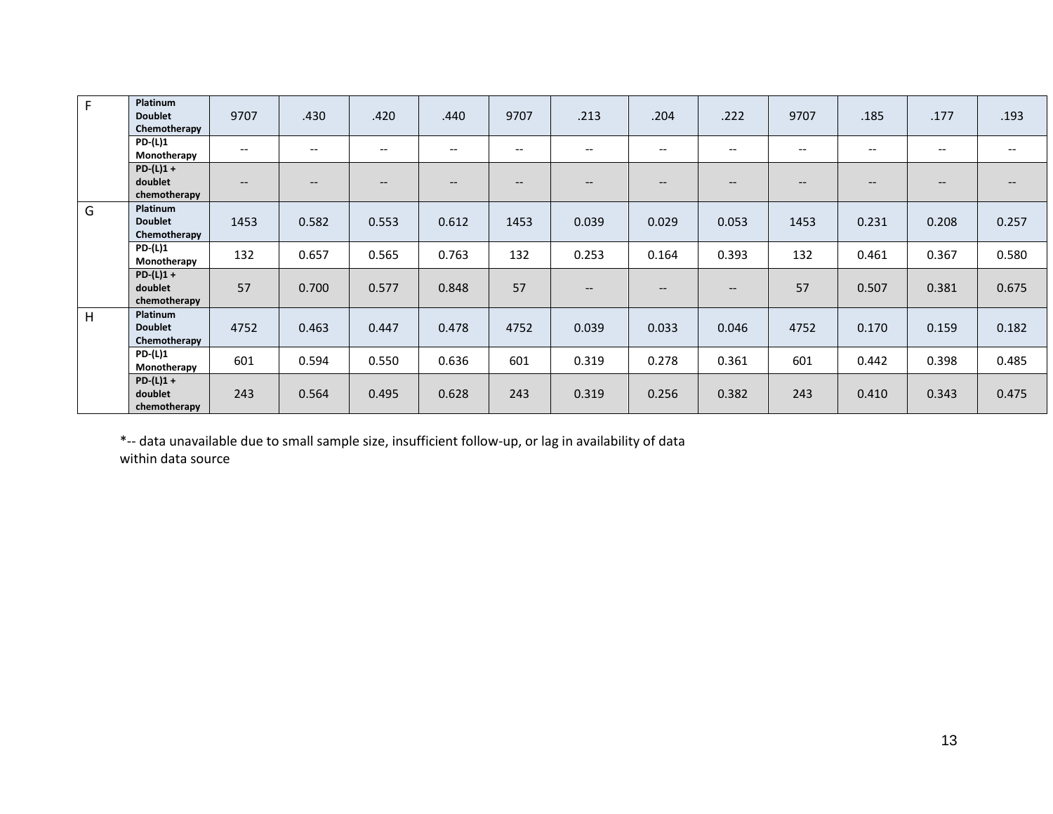| | | | | | | | | | | | | | |
|---|---|---|---|---|---|---|---|---|---|---|---|---|---|
| F | **Platinum Doublet Chemotherapy** | 9707 | .430 | .420 | .440 | 9707 | .213 | .204 | .222 | 9707 | .185 | .177 | .193 |
| | **PD-(L)1 Monotherapy** | -- | -- | -- | -- | -- | -- | -- | -- | -- | -- | -- | -- |
| | **PD-(L)1 + doublet chemotherapy** | -- | -- | -- | -- | -- | -- | -- | -- | -- | -- | -- | -- |
| G | **Platinum Doublet Chemotherapy** | 1453 | 0.582 | 0.553 | 0.612 | 1453 | 0.039 | 0.029 | 0.053 | 1453 | 0.231 | 0.208 | 0.257 |
| | **PD-(L)1 Monotherapy** | 132 | 0.657 | 0.565 | 0.763 | 132 | 0.253 | 0.164 | 0.393 | 132 | 0.461 | 0.367 | 0.580 |
| | **PD-(L)1 + doublet chemotherapy** | 57 | 0.700 | 0.577 | 0.848 | 57 | -- | -- | -- | 57 | 0.507 | 0.381 | 0.675 |
| H | **Platinum Doublet Chemotherapy** | 4752 | 0.463 | 0.447 | 0.478 | 4752 | 0.039 | 0.033 | 0.046 | 4752 | 0.170 | 0.159 | 0.182 |
| | **PD-(L)1 Monotherapy** | 601 | 0.594 | 0.550 | 0.636 | 601 | 0.319 | 0.278 | 0.361 | 601 | 0.442 | 0.398 | 0.485 |
| | **PD-(L)1 + doublet chemotherapy** | 243 | 0.564 | 0.495 | 0.628 | 243 | 0.319 | 0.256 | 0.382 | 243 | 0.410 | 0.343 | 0.475 |

*-- data unavailable due to small sample size, insufficient follow-up, or lag in availability of data within data source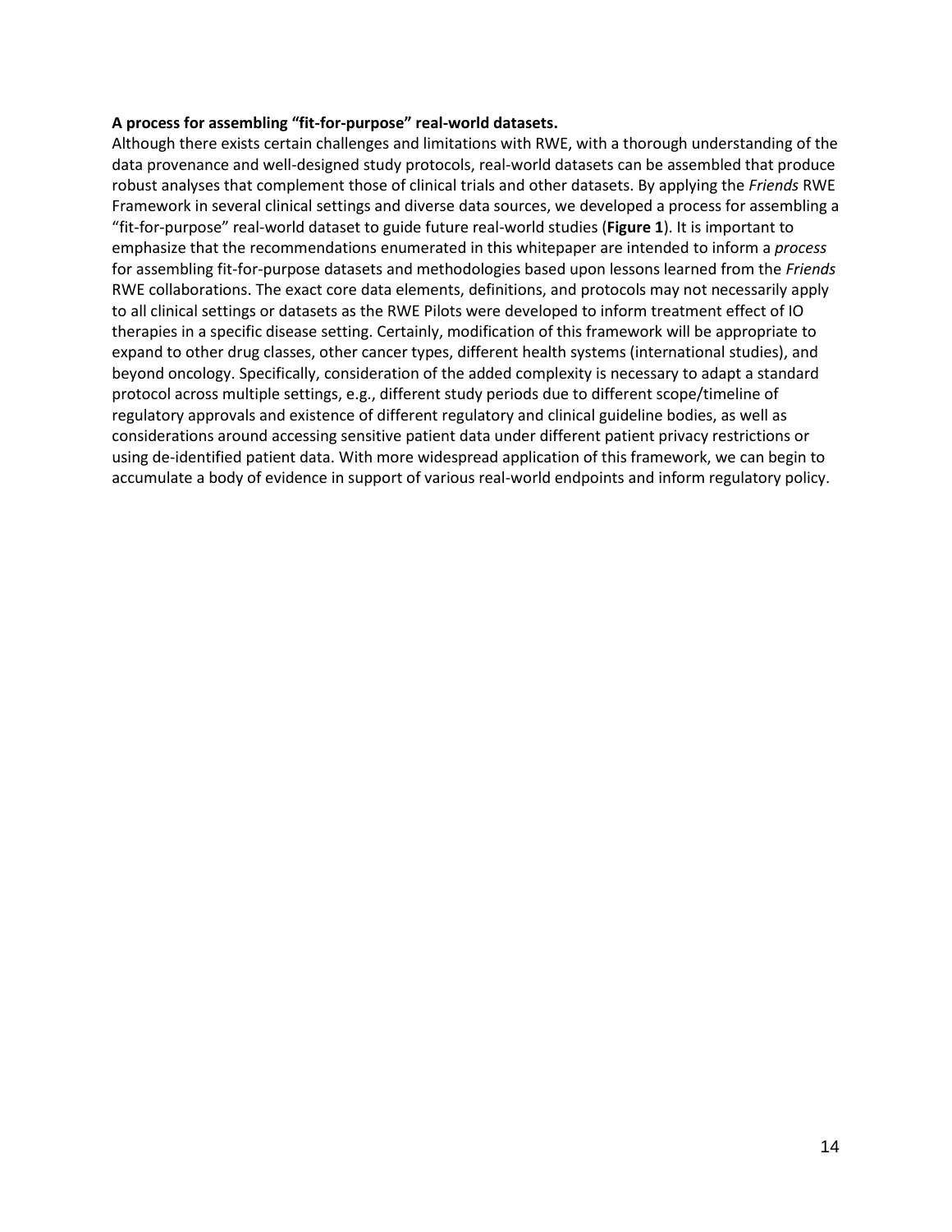**A process for assembling "fit-for-purpose" real-world datasets.**

Although there exists certain challenges and limitations with RWE, with a thorough understanding of the data provenance and well-designed study protocols, real-world datasets can be assembled that produce robust analyses that complement those of clinical trials and other datasets. By applying the *Friends* RWE Framework in several clinical settings and diverse data sources, we developed a process for assembling a "fit-for-purpose" real-world dataset to guide future real-world studies (**Figure 1**). It is important to emphasize that the recommendations enumerated in this whitepaper are intended to inform a *process* for assembling fit-for-purpose datasets and methodologies based upon lessons learned from the *Friends* RWE collaborations. The exact core data elements, definitions, and protocols may not necessarily apply to all clinical settings or datasets as the RWE Pilots were developed to inform treatment effect of IO therapies in a specific disease setting. Certainly, modification of this framework will be appropriate to expand to other drug classes, other cancer types, different health systems (international studies), and beyond oncology. Specifically, consideration of the added complexity is necessary to adapt a standard protocol across multiple settings, e.g., different study periods due to different scope/timeline of regulatory approvals and existence of different regulatory and clinical guideline bodies, as well as considerations around accessing sensitive patient data under different patient privacy restrictions or using de-identified patient data. With more widespread application of this framework, we can begin to accumulate a body of evidence in support of various real-world endpoints and inform regulatory policy.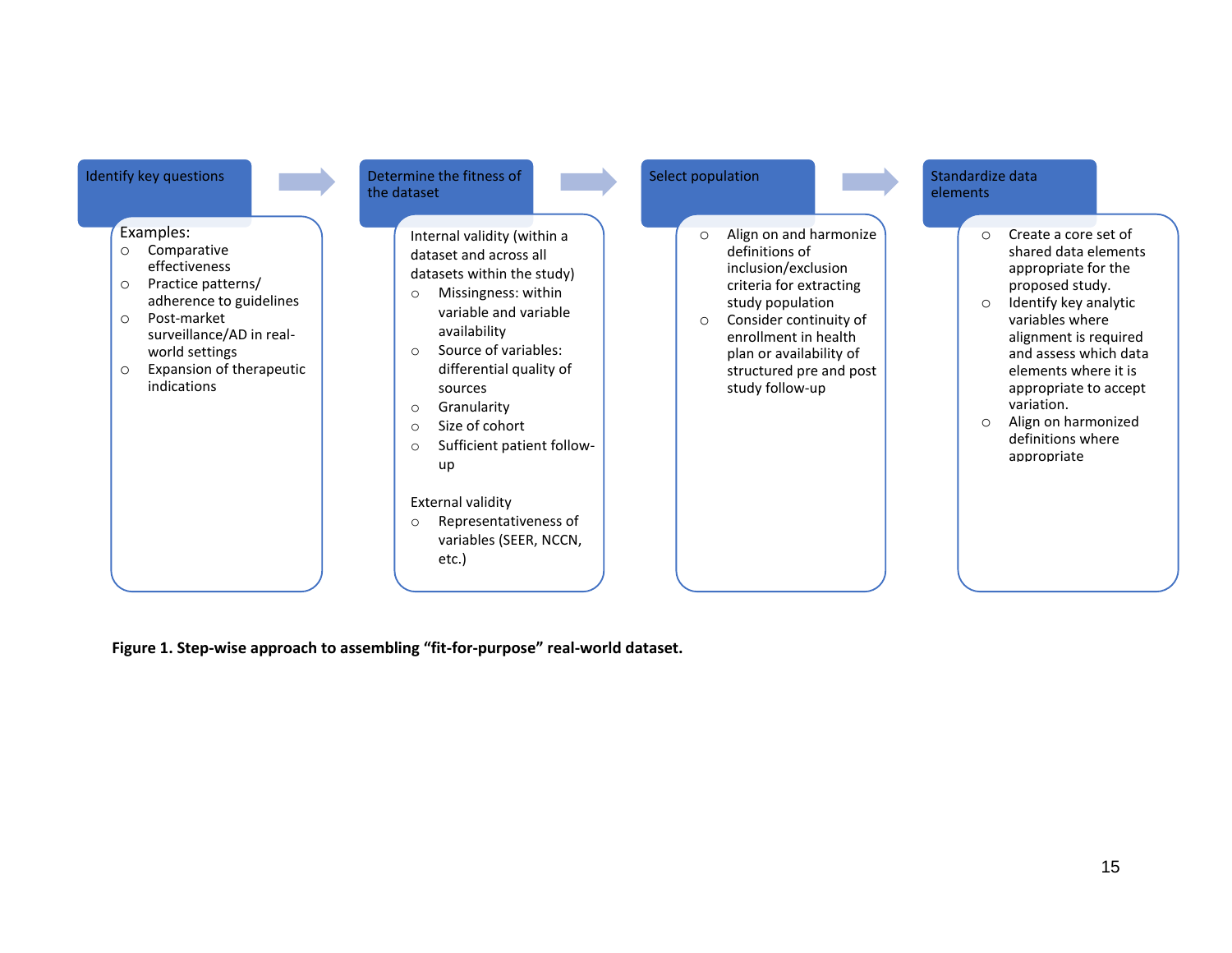**Identify key questions**

Examples:

- Comparative effectiveness
- Practice patterns/ adherence to guidelines
- Post-market surveillance/AD in real-world settings
- Expansion of therapeutic indications

**Determine the fitness of the dataset**

Internal validity (within a dataset and across all datasets within the study)

- Missingness: within variable and variable availability
- Source of variables: differential quality of sources
- Granularity
- Size of cohort
- Sufficient patient follow-up

External validity

- Representativeness of variables (SEER, NCCN, etc.)

**Select population**

- Align on and harmonize definitions of inclusion/exclusion criteria for extracting study population
- Consider continuity of enrollment in health plan or availability of structured pre and post study follow-up

**Standardize data elements**

- Create a core set of shared data elements appropriate for the proposed study.
- Identify key analytic variables where alignment is required and assess which data elements where it is appropriate to accept variation.
- Align on harmonized definitions where appropriate

**Figure 1. Step-wise approach to assembling "fit-for-purpose" real-world dataset.**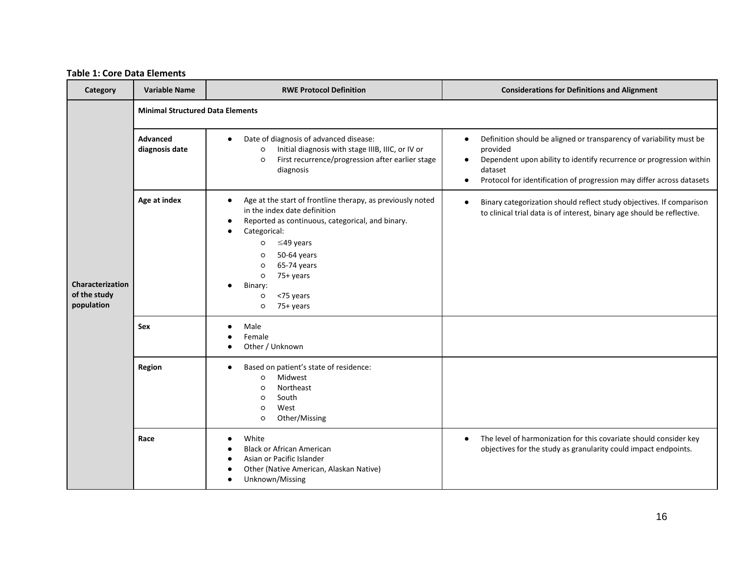**Table 1: Core Data Elements**

| Category | Variable Name | RWE Protocol Definition | Considerations for Definitions and Alignment |
|---|---|---|---|
| Characterization of the study population | **Minimal Structured Data Elements** | | |
| | **Advanced diagnosis date** | • Date of diagnosis of advanced disease:<br>○ Initial diagnosis with stage IIIB, IIIC, or IV or<br>○ First recurrence/progression after earlier stage diagnosis | • Definition should be aligned or transparency of variability must be provided<br>• Dependent upon ability to identify recurrence or progression within dataset<br>• Protocol for identification of progression may differ across datasets |
| | **Age at index** | • Age at the start of frontline therapy, as previously noted in the index date definition<br>• Reported as continuous, categorical, and binary.<br>• Categorical:<br>○ ≤49 years<br>○ 50-64 years<br>○ 65-74 years<br>○ 75+ years<br>• Binary:<br>○ <75 years<br>○ 75+ years | • Binary categorization should reflect study objectives. If comparison to clinical trial data is of interest, binary age should be reflective. |
| | **Sex** | • Male<br>• Female<br>• Other / Unknown | |
| | **Region** | • Based on patient's state of residence:<br>○ Midwest<br>○ Northeast<br>○ South<br>○ West<br>○ Other/Missing | |
| | **Race** | • White<br>• Black or African American<br>• Asian or Pacific Islander<br>• Other (Native American, Alaskan Native)<br>• Unknown/Missing | • The level of harmonization for this covariate should consider key objectives for the study as granularity could impact endpoints. |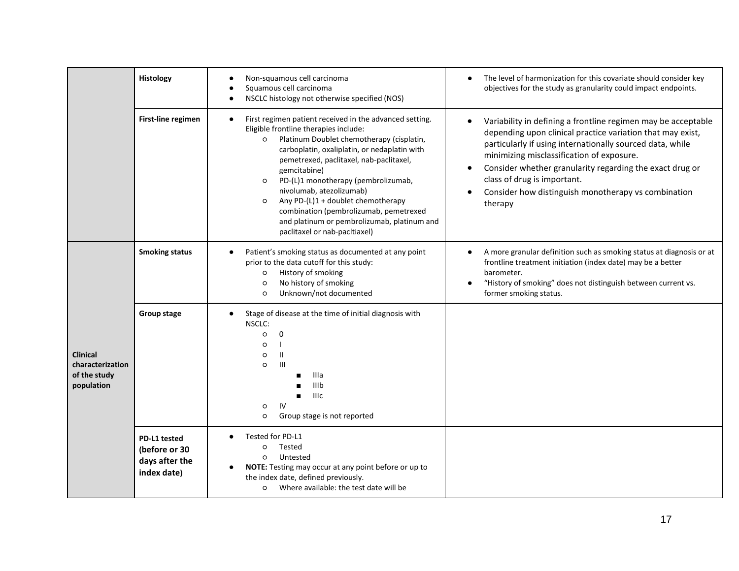| | | | |
|---|---|---|---|
| | **Histology** | • Non-squamous cell carcinoma<br>• Squamous cell carcinoma<br>• NSCLC histology not otherwise specified (NOS) | • The level of harmonization for this covariate should consider key objectives for the study as granularity could impact endpoints. |
| | **First-line regimen** | • First regimen patient received in the advanced setting. Eligible frontline therapies include:<br>○ Platinum Doublet chemotherapy (cisplatin, carboplatin, oxaliplatin, or nedaplatin with pemetrexed, paclitaxel, nab-paclitaxel, gemcitabine)<br>○ PD-(L)1 monotherapy (pembrolizumab, nivolumab, atezolizumab)<br>○ Any PD-(L)1 + doublet chemotherapy combination (pembrolizumab, pemetrexed and platinum or pembrolizumab, platinum and paclitaxel or nab-pacltiaxel) | • Variability in defining a frontline regimen may be acceptable depending upon clinical practice variation that may exist, particularly if using internationally sourced data, while minimizing misclassification of exposure.<br>• Consider whether granularity regarding the exact drug or class of drug is important.<br>• Consider how distinguish monotherapy vs combination therapy |
| **Clinical characterization of the study population** | **Smoking status** | • Patient's smoking status as documented at any point prior to the data cutoff for this study:<br>○ History of smoking<br>○ No history of smoking<br>○ Unknown/not documented | • A more granular definition such as smoking status at diagnosis or at frontline treatment initiation (index date) may be a better barometer.<br>• "History of smoking" does not distinguish between current vs. former smoking status. |
| | **Group stage** | • Stage of disease at the time of initial diagnosis with NSCLC:<br>○ 0<br>○ I<br>○ II<br>○ III<br>■ IIIa<br>■ IIIb<br>■ IIIc<br>○ IV<br>○ Group stage is not reported | |
| | **PD-L1 tested (before or 30 days after the index date)** | • Tested for PD-L1<br>○ Tested<br>○ Untested<br>• **NOTE:** Testing may occur at any point before or up to the index date, defined previously.<br>○ Where available: the test date will be | |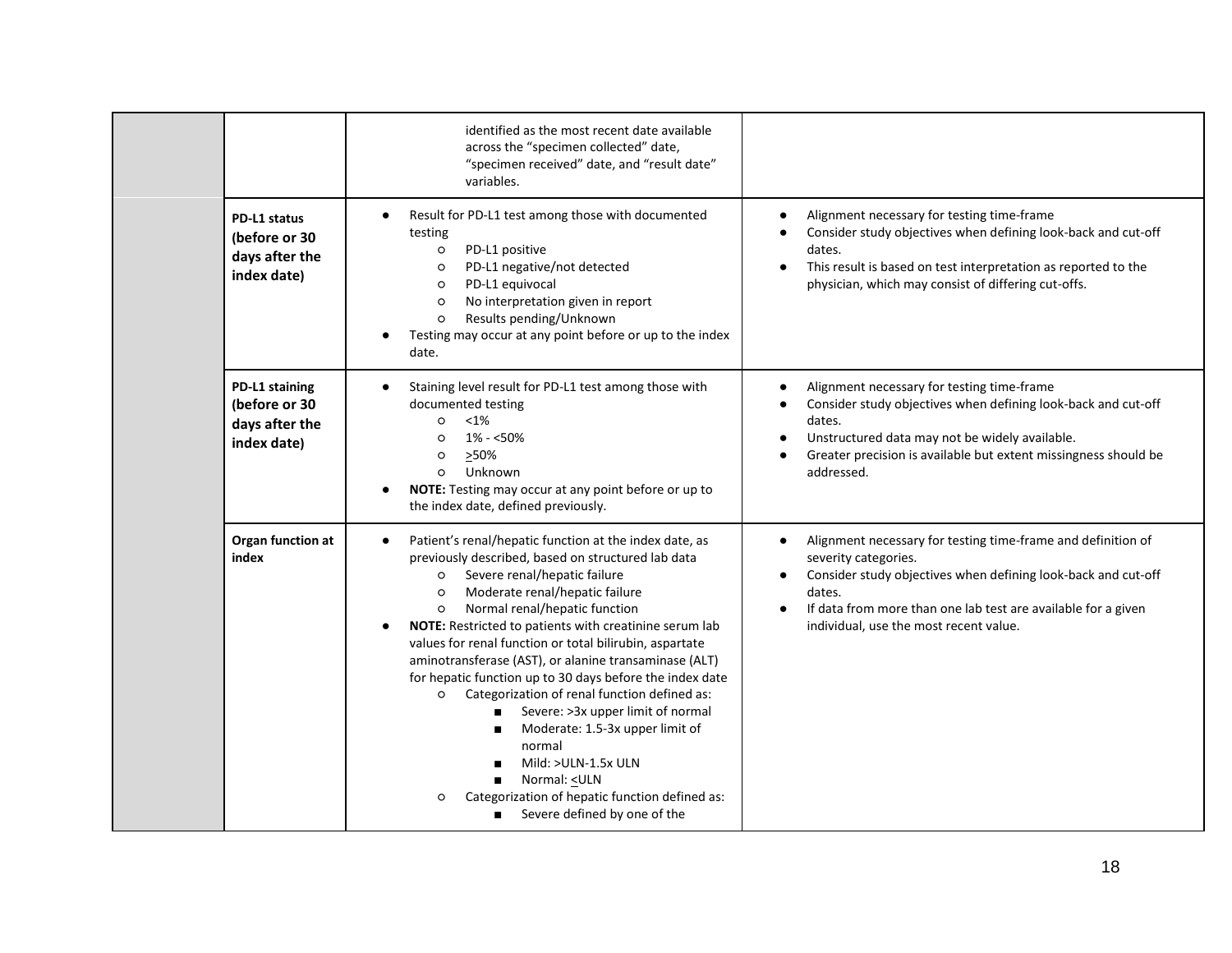| | | | |
|---|---|---|---|
| | | identified as the most recent date available across the "specimen collected" date, "specimen received" date, and "result date" variables. | |
| | **PD-L1 status (before or 30 days after the index date)** | • Result for PD-L1 test among those with documented testing<br>  ○ PD-L1 positive<br>  ○ PD-L1 negative/not detected<br>  ○ PD-L1 equivocal<br>  ○ No interpretation given in report<br>  ○ Results pending/Unknown<br>• Testing may occur at any point before or up to the index date. | • Alignment necessary for testing time-frame<br>• Consider study objectives when defining look-back and cut-off dates.<br>• This result is based on test interpretation as reported to the physician, which may consist of differing cut-offs. |
| | **PD-L1 staining (before or 30 days after the index date)** | • Staining level result for PD-L1 test among those with documented testing<br>  ○ <1%<br>  ○ 1% - <50%<br>  ○ ≥50%<br>  ○ Unknown<br>• **NOTE:** Testing may occur at any point before or up to the index date, defined previously. | • Alignment necessary for testing time-frame<br>• Consider study objectives when defining look-back and cut-off dates.<br>• Unstructured data may not be widely available.<br>• Greater precision is available but extent missingness should be addressed. |
| | **Organ function at index** | • Patient's renal/hepatic function at the index date, as previously described, based on structured lab data<br>  ○ Severe renal/hepatic failure<br>  ○ Moderate renal/hepatic failure<br>  ○ Normal renal/hepatic function<br>• **NOTE:** Restricted to patients with creatinine serum lab values for renal function or total bilirubin, aspartate aminotransferase (AST), or alanine transaminase (ALT) for hepatic function up to 30 days before the index date<br>  ○ Categorization of renal function defined as:<br>    ■ Severe: >3x upper limit of normal<br>    ■ Moderate: 1.5-3x upper limit of normal<br>    ■ Mild: >ULN-1.5x ULN<br>    ■ Normal: ≤ULN<br>  ○ Categorization of hepatic function defined as:<br>    ■ Severe defined by one of the | • Alignment necessary for testing time-frame and definition of severity categories.<br>• Consider study objectives when defining look-back and cut-off dates.<br>• If data from more than one lab test are available for a given individual, use the most recent value. |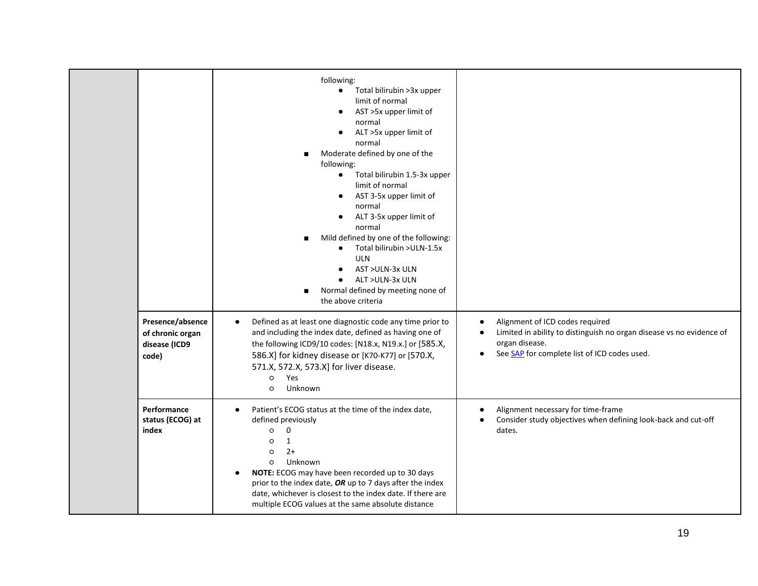| | | | |
|---|---|---|---|
| | | following:<br>● Total bilirubin >3x upper limit of normal<br>● AST >5x upper limit of normal<br>● ALT >5x upper limit of normal<br>■ Moderate defined by one of the following:<br>● Total bilirubin 1.5-3x upper limit of normal<br>● AST 3-5x upper limit of normal<br>● ALT 3-5x upper limit of normal<br>■ Mild defined by one of the following:<br>● Total bilirubin >ULN-1.5x ULN<br>● AST >ULN-3x ULN<br>● ALT >ULN-3x ULN<br>■ Normal defined by meeting none of the above criteria | |
| | **Presence/absence of chronic organ disease (ICD9 code)** | ● Defined as at least one diagnostic code any time prior to and including the index date, defined as having one of the following ICD9/10 codes: [N18.x, N19.x.] or [585.X, 586.X] for kidney disease or [K70-K77] or [570.X, 571.X, 572.X, 573.X] for liver disease.<br>○ Yes<br>○ Unknown | ● Alignment of ICD codes required<br>● Limited in ability to distinguish no organ disease vs no evidence of organ disease.<br>● See SAP for complete list of ICD codes used. |
| | **Performance status (ECOG) at index** | ● Patient's ECOG status at the time of the index date, defined previously<br>○ 0<br>○ 1<br>○ 2+<br>○ Unknown<br>● **NOTE:** ECOG may have been recorded up to 30 days prior to the index date, ***OR*** up to 7 days after the index date, whichever is closest to the index date. If there are multiple ECOG values at the same absolute distance | ● Alignment necessary for time-frame<br>● Consider study objectives when defining look-back and cut-off dates. |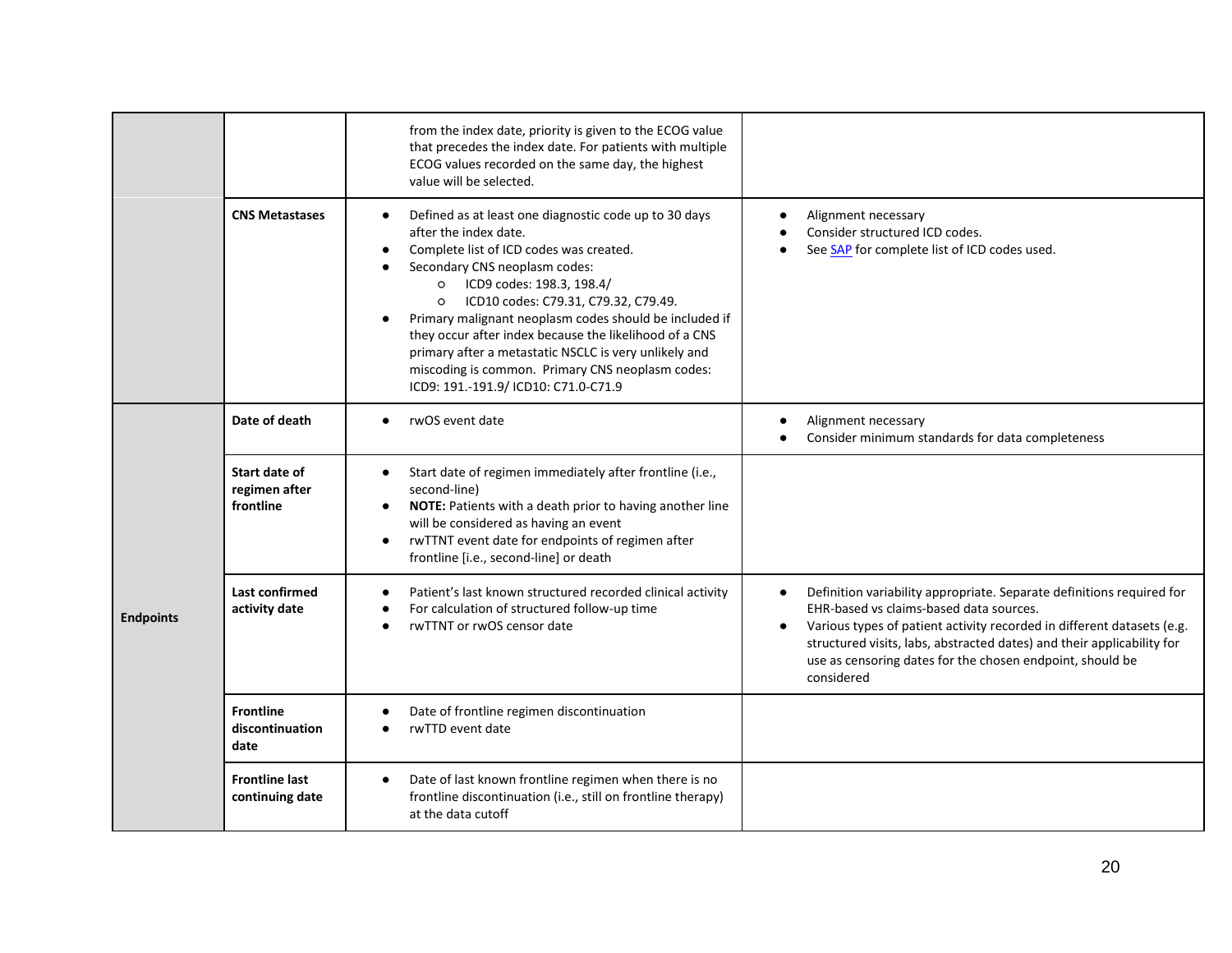| | | | |
|---|---|---|---|
| | | from the index date, priority is given to the ECOG value that precedes the index date. For patients with multiple ECOG values recorded on the same day, the highest value will be selected. | |
| | **CNS Metastases** | • Defined as at least one diagnostic code up to 30 days after the index date.<br>• Complete list of ICD codes was created.<br>• Secondary CNS neoplasm codes:<br>  ○ ICD9 codes: 198.3, 198.4/<br>  ○ ICD10 codes: C79.31, C79.32, C79.49.<br>• Primary malignant neoplasm codes should be included if they occur after index because the likelihood of a CNS primary after a metastatic NSCLC is very unlikely and miscoding is common. Primary CNS neoplasm codes: ICD9: 191.-191.9/ ICD10: C71.0-C71.9 | • Alignment necessary<br>• Consider structured ICD codes.<br>• See SAP for complete list of ICD codes used. |
| **Endpoints** | **Date of death** | • rwOS event date | • Alignment necessary<br>• Consider minimum standards for data completeness |
| | **Start date of regimen after frontline** | • Start date of regimen immediately after frontline (i.e., second-line)<br>• **NOTE:** Patients with a death prior to having another line will be considered as having an event<br>• rwTTNT event date for endpoints of regimen after frontline [i.e., second-line] or death | |
| | **Last confirmed activity date** | • Patient's last known structured recorded clinical activity<br>• For calculation of structured follow-up time<br>• rwTTNT or rwOS censor date | • Definition variability appropriate. Separate definitions required for EHR-based vs claims-based data sources.<br>• Various types of patient activity recorded in different datasets (e.g. structured visits, labs, abstracted dates) and their applicability for use as censoring dates for the chosen endpoint, should be considered |
| | **Frontline discontinuation date** | • Date of frontline regimen discontinuation<br>• rwTTD event date | |
| | **Frontline last continuing date** | • Date of last known frontline regimen when there is no frontline discontinuation (i.e., still on frontline therapy) at the data cutoff | |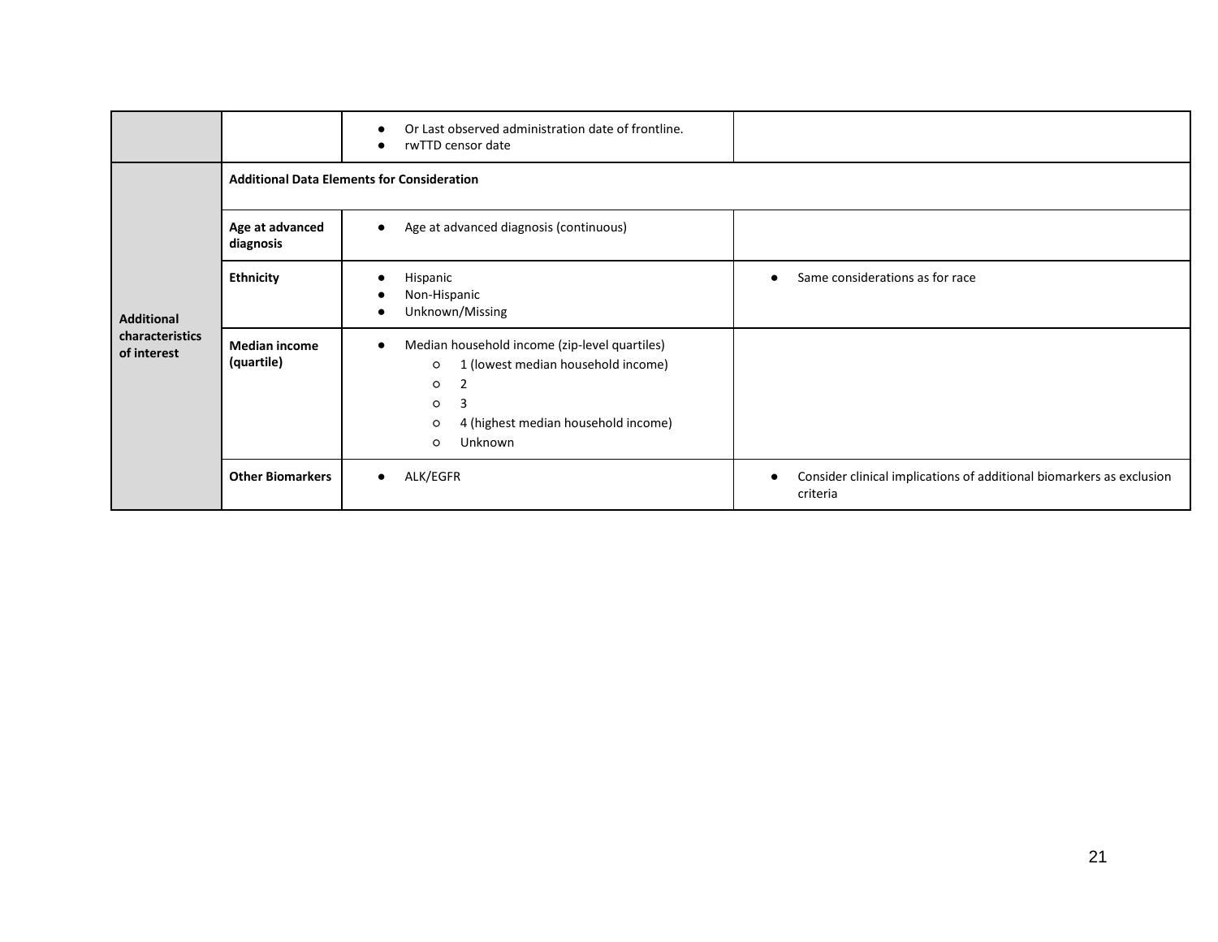| | | | |
|---|---|---|---|
| | | ● Or Last observed administration date of frontline.<br>● rwTTD censor date | |
| **Additional characteristics of interest** | **Additional Data Elements for Consideration** | | |
| | **Age at advanced diagnosis** | ● Age at advanced diagnosis (continuous) | |
| | **Ethnicity** | ● Hispanic<br>● Non-Hispanic<br>● Unknown/Missing | ● Same considerations as for race |
| | **Median income (quartile)** | ● Median household income (zip-level quartiles)<br>○ 1 (lowest median household income)<br>○ 2<br>○ 3<br>○ 4 (highest median household income)<br>○ Unknown | |
| | **Other Biomarkers** | ● ALK/EGFR | ● Consider clinical implications of additional biomarkers as exclusion criteria |